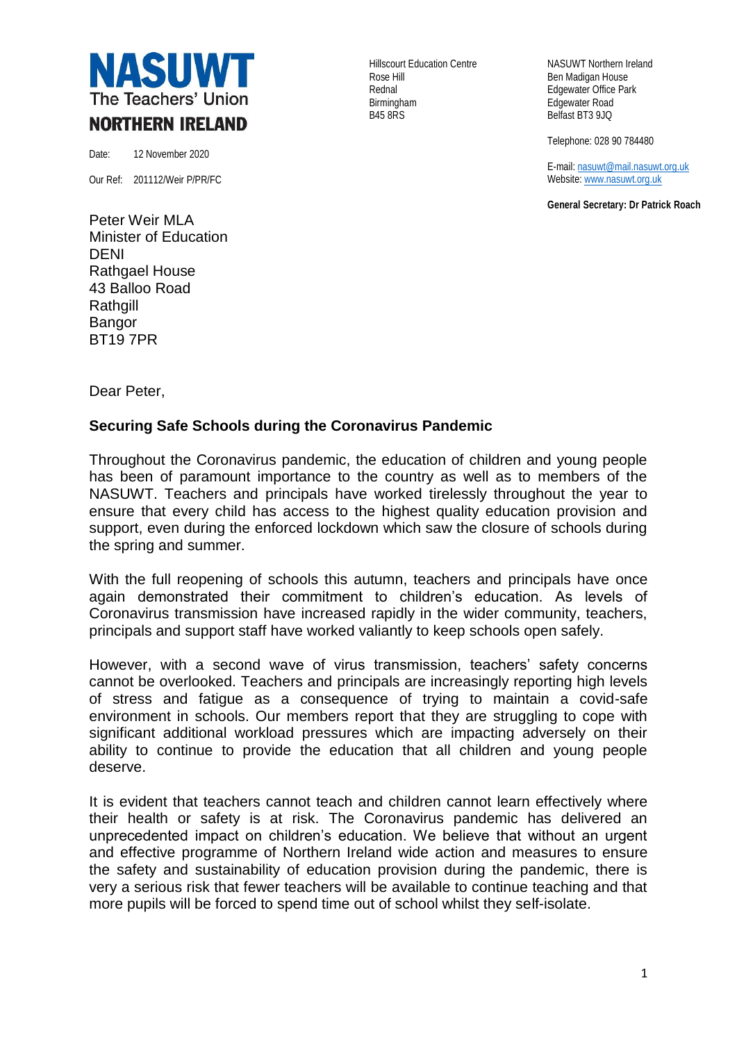# NASUWT
The Teachers' Union
**NORTHERN IRELAND**

Hillscourt Education Centre
Rose Hill
Rednal
Birmingham
B45 8RS

NASUWT Northern Ireland
Ben Madigan House
Edgewater Office Park
Edgewater Road
Belfast BT3 9JQ

Telephone: 028 90 784480

E-mail: nasuwt@mail.nasuwt.org.uk
Website: www.nasuwt.org.uk

**General Secretary: Dr Patrick Roach**

Date: 12 November 2020

Our Ref: 201112/Weir P/PR/FC

Peter Weir MLA
Minister of Education
DENI
Rathgael House
43 Balloo Road
Rathgill
Bangor
BT19 7PR

Dear Peter,

**Securing Safe Schools during the Coronavirus Pandemic**

Throughout the Coronavirus pandemic, the education of children and young people has been of paramount importance to the country as well as to members of the NASUWT. Teachers and principals have worked tirelessly throughout the year to ensure that every child has access to the highest quality education provision and support, even during the enforced lockdown which saw the closure of schools during the spring and summer.

With the full reopening of schools this autumn, teachers and principals have once again demonstrated their commitment to children's education. As levels of Coronavirus transmission have increased rapidly in the wider community, teachers, principals and support staff have worked valiantly to keep schools open safely.

However, with a second wave of virus transmission, teachers' safety concerns cannot be overlooked. Teachers and principals are increasingly reporting high levels of stress and fatigue as a consequence of trying to maintain a covid-safe environment in schools. Our members report that they are struggling to cope with significant additional workload pressures which are impacting adversely on their ability to continue to provide the education that all children and young people deserve.

It is evident that teachers cannot teach and children cannot learn effectively where their health or safety is at risk. The Coronavirus pandemic has delivered an unprecedented impact on children's education. We believe that without an urgent and effective programme of Northern Ireland wide action and measures to ensure the safety and sustainability of education provision during the pandemic, there is very a serious risk that fewer teachers will be available to continue teaching and that more pupils will be forced to spend time out of school whilst they self-isolate.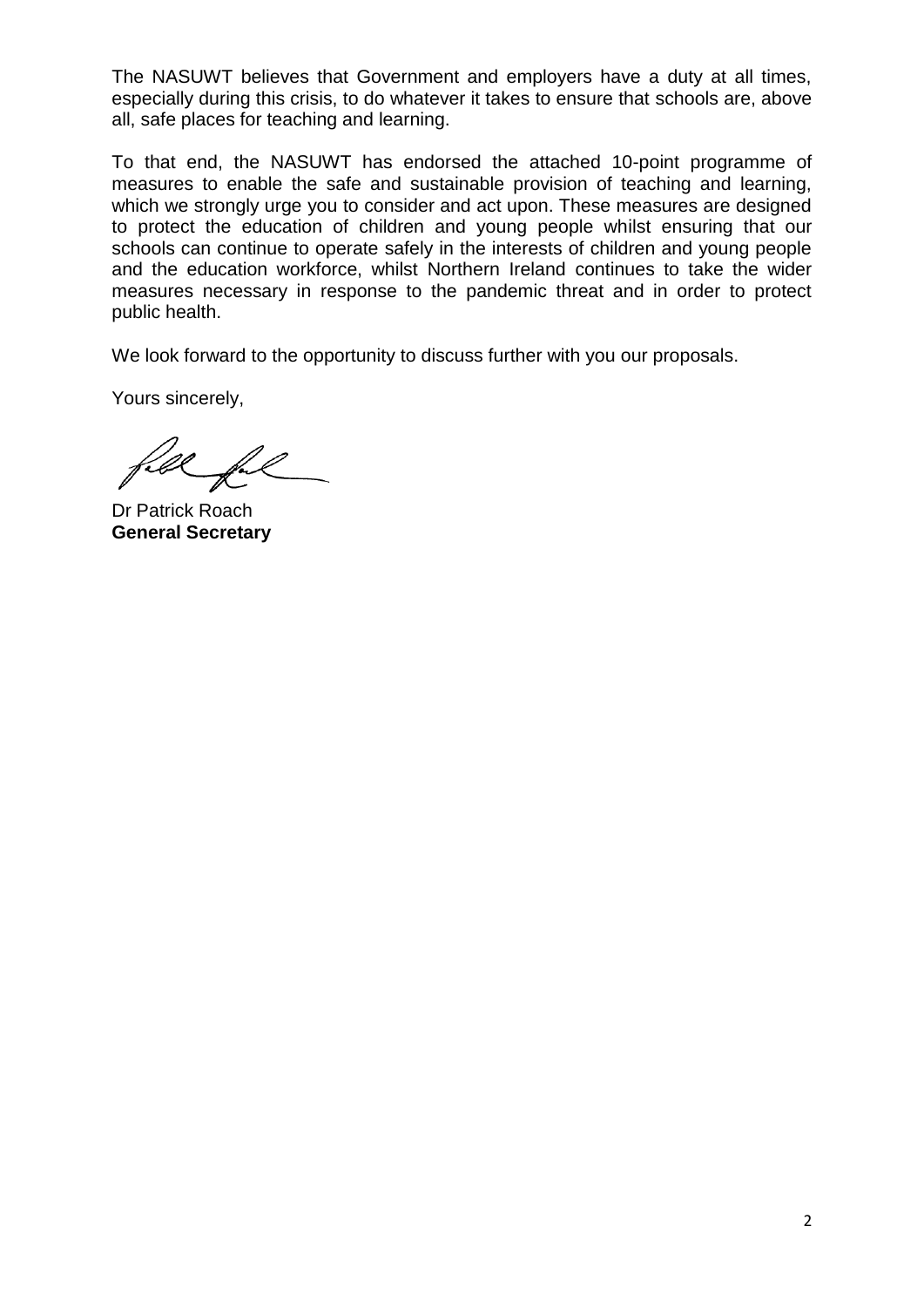The NASUWT believes that Government and employers have a duty at all times, especially during this crisis, to do whatever it takes to ensure that schools are, above all, safe places for teaching and learning.

To that end, the NASUWT has endorsed the attached 10-point programme of measures to enable the safe and sustainable provision of teaching and learning, which we strongly urge you to consider and act upon. These measures are designed to protect the education of children and young people whilst ensuring that our schools can continue to operate safely in the interests of children and young people and the education workforce, whilst Northern Ireland continues to take the wider measures necessary in response to the pandemic threat and in order to protect public health.

We look forward to the opportunity to discuss further with you our proposals.

Yours sincerely,

Dr Patrick Roach
**General Secretary**